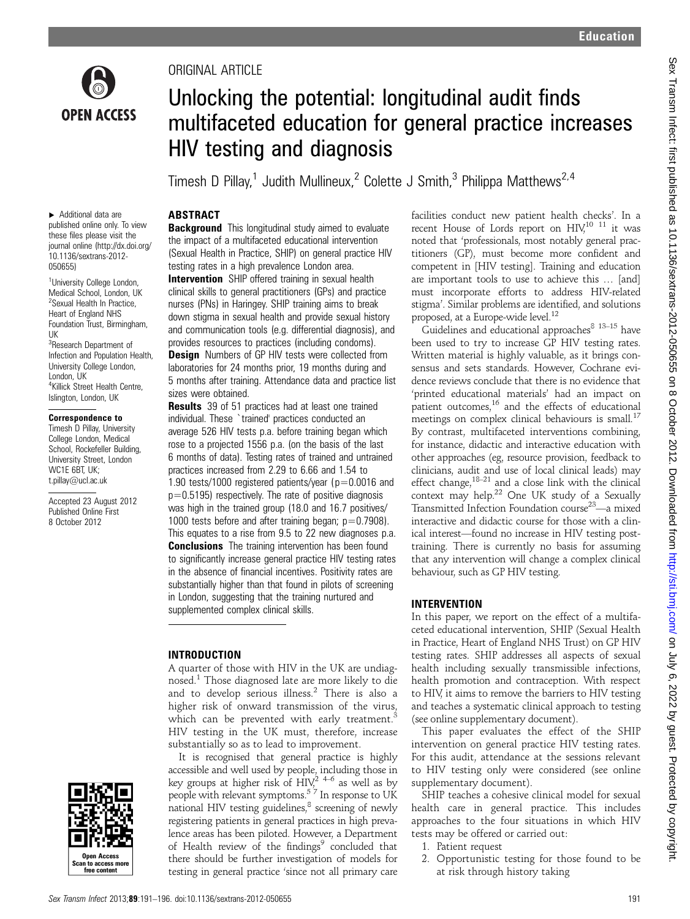# Unlocking the potential: longitudinal audit finds multifaceted education for general practice increases HIV testing and diagnosis

ORIGINAL ARTICLE

Timesh D Pillay,[1] Judith Mullineux,[2] Colette J Smith,[3] Philippa Matthews[2,4]

► Additional data are published online only. To view these files please visit the journal online (http://dx.doi.org/10.1136/sextrans-2012-050655)

[1]University College London, Medical School, London, UK
[2]Sexual Health In Practice, Heart of England NHS Foundation Trust, Birmingham, UK
[3]Research Department of Infection and Population Health, University College London, London, UK
[4]Killick Street Health Centre, Islington, London, UK

**Correspondence to**
Timesh D Pillay, University College London, Medical School, Rockefeller Building, University Street, London WC1E 6BT, UK; t.pillay@ucl.ac.uk

Accepted 23 August 2012
Published Online First 8 October 2012

## ABSTRACT

**Background** This longitudinal study aimed to evaluate the impact of a multifaceted educational intervention (Sexual Health in Practice, SHIP) on general practice HIV testing rates in a high prevalence London area.

**Intervention** SHIP offered training in sexual health clinical skills to general practitioners (GPs) and practice nurses (PNs) in Haringey. SHIP training aims to break down stigma in sexual health and provide sexual history and communication tools (e.g. differential diagnosis), and provides resources to practices (including condoms).

**Design** Numbers of GP HIV tests were collected from laboratories for 24 months prior, 19 months during and 5 months after training. Attendance data and practice list sizes were obtained.

**Results** 39 of 51 practices had at least one trained individual. These `trained' practices conducted an average 526 HIV tests p.a. before training began which rose to a projected 1556 p.a. (on the basis of the last 6 months of data). Testing rates of trained and untrained practices increased from 2.29 to 6.66 and 1.54 to 1.90 tests/1000 registered patients/year ($p=0.0016$ and $p=0.5195$) respectively. The rate of positive diagnosis was high in the trained group (18.0 and 16.7 positives/1000 tests before and after training began; $p=0.7908$). This equates to a rise from 9.5 to 22 new diagnoses p.a.

**Conclusions** The training intervention has been found to significantly increase general practice HIV testing rates in the absence of financial incentives. Positivity rates are substantially higher than that found in pilots of screening in London, suggesting that the training nurtured and supplemented complex clinical skills.

## INTRODUCTION

A quarter of those with HIV in the UK are undiagnosed.[1] Those diagnosed late are more likely to die and to develop serious illness.[2] There is also a higher risk of onward transmission of the virus, which can be prevented with early treatment.[3] HIV testing in the UK must, therefore, increase substantially so as to lead to improvement.

It is recognised that general practice is highly accessible and well used by people, including those in key groups at higher risk of HIV,[2 4–6] as well as by people with relevant symptoms.[5 7] In response to UK national HIV testing guidelines,[8] screening of newly registering patients in general practices in high prevalence areas has been piloted. However, a Department of Health review of the findings[9] concluded that there should be further investigation of models for testing in general practice 'since not all primary care facilities conduct new patient health checks'. In a recent House of Lords report on HIV,[10 11] it was noted that 'professionals, most notably general practitioners (GP), must become more confident and competent in [HIV testing]. Training and education are important tools to use to achieve this … [and] must incorporate efforts to address HIV-related stigma'. Similar problems are identified, and solutions proposed, at a Europe-wide level.[12]

Guidelines and educational approaches[8 13–15] have been used to try to increase GP HIV testing rates. Written material is highly valuable, as it brings consensus and sets standards. However, Cochrane evidence reviews conclude that there is no evidence that 'printed educational materials' had an impact on patient outcomes,[16] and the effects of educational meetings on complex clinical behaviours is small.[17] By contrast, multifaceted interventions combining, for instance, didactic and interactive education with other approaches (eg, resource provision, feedback to clinicians, audit and use of local clinical leads) may effect change,[18–21] and a close link with the clinical context may help.[22] One UK study of a Sexually Transmitted Infection Foundation course[23]—a mixed interactive and didactic course for those with a clinical interest—found no increase in HIV testing post-training. There is currently no basis for assuming that any intervention will change a complex clinical behaviour, such as GP HIV testing.

## INTERVENTION

In this paper, we report on the effect of a multifaceted educational intervention, SHIP (Sexual Health in Practice, Heart of England NHS Trust) on GP HIV testing rates. SHIP addresses all aspects of sexual health including sexually transmissible infections, health promotion and contraception. With respect to HIV, it aims to remove the barriers to HIV testing and teaches a systematic clinical approach to testing (see online supplementary document).

This paper evaluates the effect of the SHIP intervention on general practice HIV testing rates. For this audit, attendance at the sessions relevant to HIV testing only were considered (see online supplementary document).

SHIP teaches a cohesive clinical model for sexual health care in general practice. This includes approaches to the four situations in which HIV tests may be offered or carried out:

1. Patient request
2. Opportunistic testing for those found to be at risk through history taking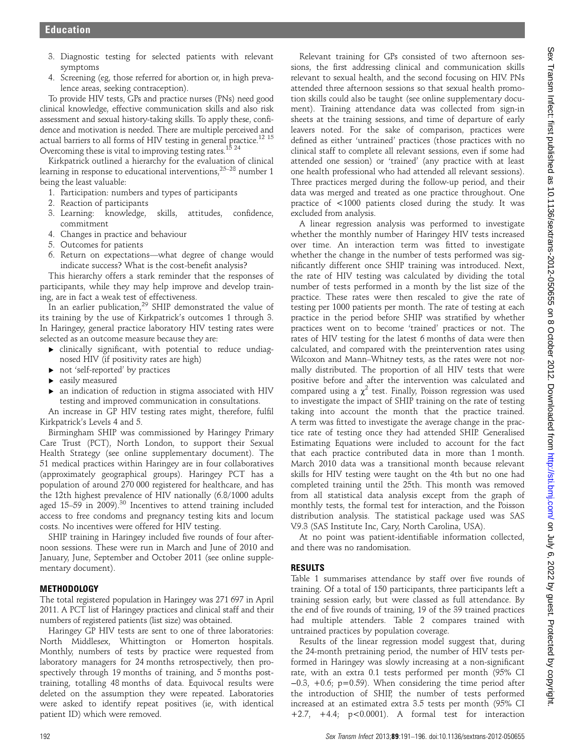3. Diagnostic testing for selected patients with relevant symptoms
4. Screening (eg, those referred for abortion or, in high prevalence areas, seeking contraception).

To provide HIV tests, GPs and practice nurses (PNs) need good clinical knowledge, effective communication skills and also risk assessment and sexual history-taking skills. To apply these, confidence and motivation is needed. There are multiple perceived and actual barriers to all forms of HIV testing in general practice.[12 15] Overcoming these is vital to improving testing rates.[15 24]

Kirkpatrick outlined a hierarchy for the evaluation of clinical learning in response to educational interventions,[25–28] number 1 being the least valuable:

1. Participation: numbers and types of participants
2. Reaction of participants
3. Learning: knowledge, skills, attitudes, confidence, commitment
4. Changes in practice and behaviour
5. Outcomes for patients
6. Return on expectations—what degree of change would indicate success? What is the cost-benefit analysis?

This hierarchy offers a stark reminder that the responses of participants, while they may help improve and develop training, are in fact a weak test of effectiveness.

In an earlier publication,[29] SHIP demonstrated the value of its training by the use of Kirkpatrick's outcomes 1 through 3. In Haringey, general practice laboratory HIV testing rates were selected as an outcome measure because they are:

- clinically significant, with potential to reduce undiagnosed HIV (if positivity rates are high)
- not 'self-reported' by practices
- easily measured
- an indication of reduction in stigma associated with HIV testing and improved communication in consultations.

An increase in GP HIV testing rates might, therefore, fulfil Kirkpatrick's Levels 4 and 5.

Birmingham SHIP was commissioned by Haringey Primary Care Trust (PCT), North London, to support their Sexual Health Strategy (see online supplementary document). The 51 medical practices within Haringey are in four collaboratives (approximately geographical groups). Haringey PCT has a population of around 270 000 registered for healthcare, and has the 12th highest prevalence of HIV nationally (6.8/1000 adults aged 15–59 in 2009).[30] Incentives to attend training included access to free condoms and pregnancy testing kits and locum costs. No incentives were offered for HIV testing.

SHIP training in Haringey included five rounds of four afternoon sessions. These were run in March and June of 2010 and January, June, September and October 2011 (see online supplementary document).

## METHODOLOGY

The total registered population in Haringey was 271 697 in April 2011. A PCT list of Haringey practices and clinical staff and their numbers of registered patients (list size) was obtained.

Haringey GP HIV tests are sent to one of three laboratories: North Middlesex, Whittington or Homerton hospitals. Monthly, numbers of tests by practice were requested from laboratory managers for 24 months retrospectively, then prospectively through 19 months of training, and 5 months post-training, totalling 48 months of data. Equivocal results were deleted on the assumption they were repeated. Laboratories were asked to identify repeat positives (ie, with identical patient ID) which were removed.

Relevant training for GPs consisted of two afternoon sessions, the first addressing clinical and communication skills relevant to sexual health, and the second focusing on HIV. PNs attended three afternoon sessions so that sexual health promotion skills could also be taught (see online supplementary document). Training attendance data was collected from sign-in sheets at the training sessions, and time of departure of early leavers noted. For the sake of comparison, practices were defined as either 'untrained' practices (those practices with no clinical staff to complete all relevant sessions, even if some had attended one session) or 'trained' (any practice with at least one health professional who had attended all relevant sessions). Three practices merged during the follow-up period, and their data was merged and treated as one practice throughout. One practice of <1000 patients closed during the study. It was excluded from analysis.

A linear regression analysis was performed to investigate whether the monthly number of Haringey HIV tests increased over time. An interaction term was fitted to investigate whether the change in the number of tests performed was significantly different once SHIP training was introduced. Next, the rate of HIV testing was calculated by dividing the total number of tests performed in a month by the list size of the practice. These rates were then rescaled to give the rate of testing per 1000 patients per month. The rate of testing at each practice in the period before SHIP was stratified by whether practices went on to become 'trained' practices or not. The rates of HIV testing for the latest 6 months of data were then calculated, and compared with the preintervention rates using Wilcoxon and Mann–Whitney tests, as the rates were not normally distributed. The proportion of all HIV tests that were positive before and after the intervention was calculated and compared using a $\chi^2$ test. Finally, Poisson regression was used to investigate the impact of SHIP training on the rate of testing taking into account the month that the practice trained. A term was fitted to investigate the average change in the practice rate of testing once they had attended SHIP. Generalised Estimating Equations were included to account for the fact that each practice contributed data in more than 1 month. March 2010 data was a transitional month because relevant skills for HIV testing were taught on the 4th but no one had completed training until the 25th. This month was removed from all statistical data analysis except from the graph of monthly tests, the formal test for interaction, and the Poisson distribution analysis. The statistical package used was SAS V.9.3 (SAS Institute Inc, Cary, North Carolina, USA).

At no point was patient-identifiable information collected, and there was no randomisation.

## RESULTS

Table 1 summarises attendance by staff over five rounds of training. Of a total of 150 participants, three participants left a training session early, but were classed as full attendance. By the end of five rounds of training, 19 of the 39 trained practices had multiple attenders. Table 2 compares trained with untrained practices by population coverage.

Results of the linear regression model suggest that, during the 24-month pretraining period, the number of HIV tests performed in Haringey was slowly increasing at a non-significant rate, with an extra 0.1 tests performed per month (95% CI −0.3, +0.6; p=0.59). When considering the time period after the introduction of SHIP, the number of tests performed increased at an estimated extra 3.5 tests per month (95% CI +2.7, +4.4; p<0.0001). A formal test for interaction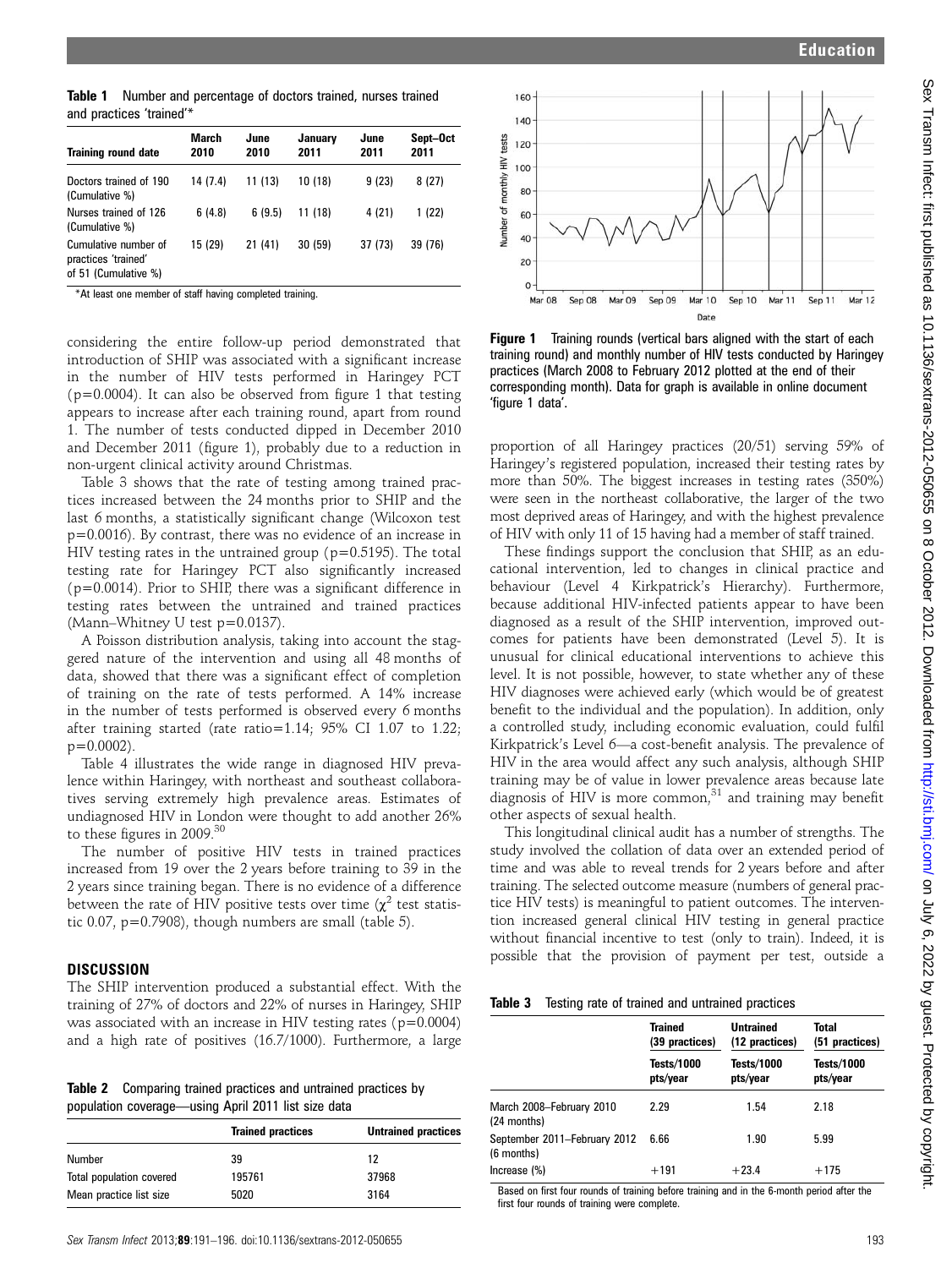**Table 1** Number and percentage of doctors trained, nurses trained and practices 'trained'*

| Training round date | March 2010 | June 2010 | January 2011 | June 2011 | Sept–Oct 2011 |
|---|---|---|---|---|---|
| Doctors trained of 190 (Cumulative %) | 14 (7.4) | 11 (13) | 10 (18) | 9 (23) | 8 (27) |
| Nurses trained of 126 (Cumulative %) | 6 (4.8) | 6 (9.5) | 11 (18) | 4 (21) | 1 (22) |
| Cumulative number of practices 'trained' of 51 (Cumulative %) | 15 (29) | 21 (41) | 30 (59) | 37 (73) | 39 (76) |

*At least one member of staff having completed training.

considering the entire follow-up period demonstrated that introduction of SHIP was associated with a significant increase in the number of HIV tests performed in Haringey PCT (p=0.0004). It can also be observed from figure 1 that testing appears to increase after each training round, apart from round 1. The number of tests conducted dipped in December 2010 and December 2011 (figure 1), probably due to a reduction in non-urgent clinical activity around Christmas.

Table 3 shows that the rate of testing among trained practices increased between the 24 months prior to SHIP and the last 6 months, a statistically significant change (Wilcoxon test p=0.0016). By contrast, there was no evidence of an increase in HIV testing rates in the untrained group (p=0.5195). The total testing rate for Haringey PCT also significantly increased (p=0.0014). Prior to SHIP, there was a significant difference in testing rates between the untrained and trained practices (Mann–Whitney U test p=0.0137).

A Poisson distribution analysis, taking into account the staggered nature of the intervention and using all 48 months of data, showed that there was a significant effect of completion of training on the rate of tests performed. A 14% increase in the number of tests performed is observed every 6 months after training started (rate ratio=1.14; 95% CI 1.07 to 1.22; p=0.0002).

Table 4 illustrates the wide range in diagnosed HIV prevalence within Haringey, with northeast and southeast collaboratives serving extremely high prevalence areas. Estimates of undiagnosed HIV in London were thought to add another 26% to these figures in 2009.[30]

The number of positive HIV tests in trained practices increased from 19 over the 2 years before training to 39 in the 2 years since training began. There is no evidence of a difference between the rate of HIV positive tests over time ($\chi^2$ test statistic 0.07, p=0.7908), though numbers are small (table 5).

## DISCUSSION

The SHIP intervention produced a substantial effect. With the training of 27% of doctors and 22% of nurses in Haringey, SHIP was associated with an increase in HIV testing rates (p=0.0004) and a high rate of positives (16.7/1000). Furthermore, a large proportion of all Haringey practices (20/51) serving 59% of Haringey's registered population, increased their testing rates by more than 50%. The biggest increases in testing rates (350%) were seen in the northeast collaborative, the larger of the two most deprived areas of Haringey, and with the highest prevalence of HIV with only 11 of 15 having had a member of staff trained.

These findings support the conclusion that SHIP, as an educational intervention, led to changes in clinical practice and behaviour (Level 4 Kirkpatrick's Hierarchy). Furthermore, because additional HIV-infected patients appear to have been diagnosed as a result of the SHIP intervention, improved outcomes for patients have been demonstrated (Level 5). It is unusual for clinical educational interventions to achieve this level. It is not possible, however, to state whether any of these HIV diagnoses were achieved early (which would be of greatest benefit to the individual and the population). In addition, only a controlled study, including economic evaluation, could fulfil Kirkpatrick's Level 6—a cost-benefit analysis. The prevalence of HIV in the area would affect any such analysis, although SHIP training may be of value in lower prevalence areas because late diagnosis of HIV is more common,[31] and training may benefit other aspects of sexual health.

This longitudinal clinical audit has a number of strengths. The study involved the collation of data over an extended period of time and was able to reveal trends for 2 years before and after training. The selected outcome measure (numbers of general practice HIV tests) is meaningful to patient outcomes. The intervention increased general clinical HIV testing in general practice without financial incentive to test (only to train). Indeed, it is possible that the provision of payment per test, outside a

Number of monthly HIV tests
160
140
120
100
80
60
40
20
0
Mar 08 Sep 08 Mar 09 Sep 09 Mar 10 Sep 10 Mar 11 Sep 11 Mar 12
Date

**Figure 1** Training rounds (vertical bars aligned with the start of each training round) and monthly number of HIV tests conducted by Haringey practices (March 2008 to February 2012 plotted at the end of their corresponding month). Data for graph is available in online document 'figure 1 data'.

**Table 2** Comparing trained practices and untrained practices by population coverage—using April 2011 list size data

| | Trained practices | Untrained practices |
|---|---|---|
| Number | 39 | 12 |
| Total population covered | 195761 | 37968 |
| Mean practice list size | 5020 | 3164 |

**Table 3** Testing rate of trained and untrained practices

| | Trained (39 practices) | Untrained (12 practices) | Total (51 practices) |
|---|---|---|---|
| | Tests/1000 pts/year | Tests/1000 pts/year | Tests/1000 pts/year |
| March 2008–February 2010 (24 months) | 2.29 | 1.54 | 2.18 |
| September 2011–February 2012 (6 months) | 6.66 | 1.90 | 5.99 |
| Increase (%) | +191 | +23.4 | +175 |

Based on first four rounds of training before training and in the 6-month period after the first four rounds of training were complete.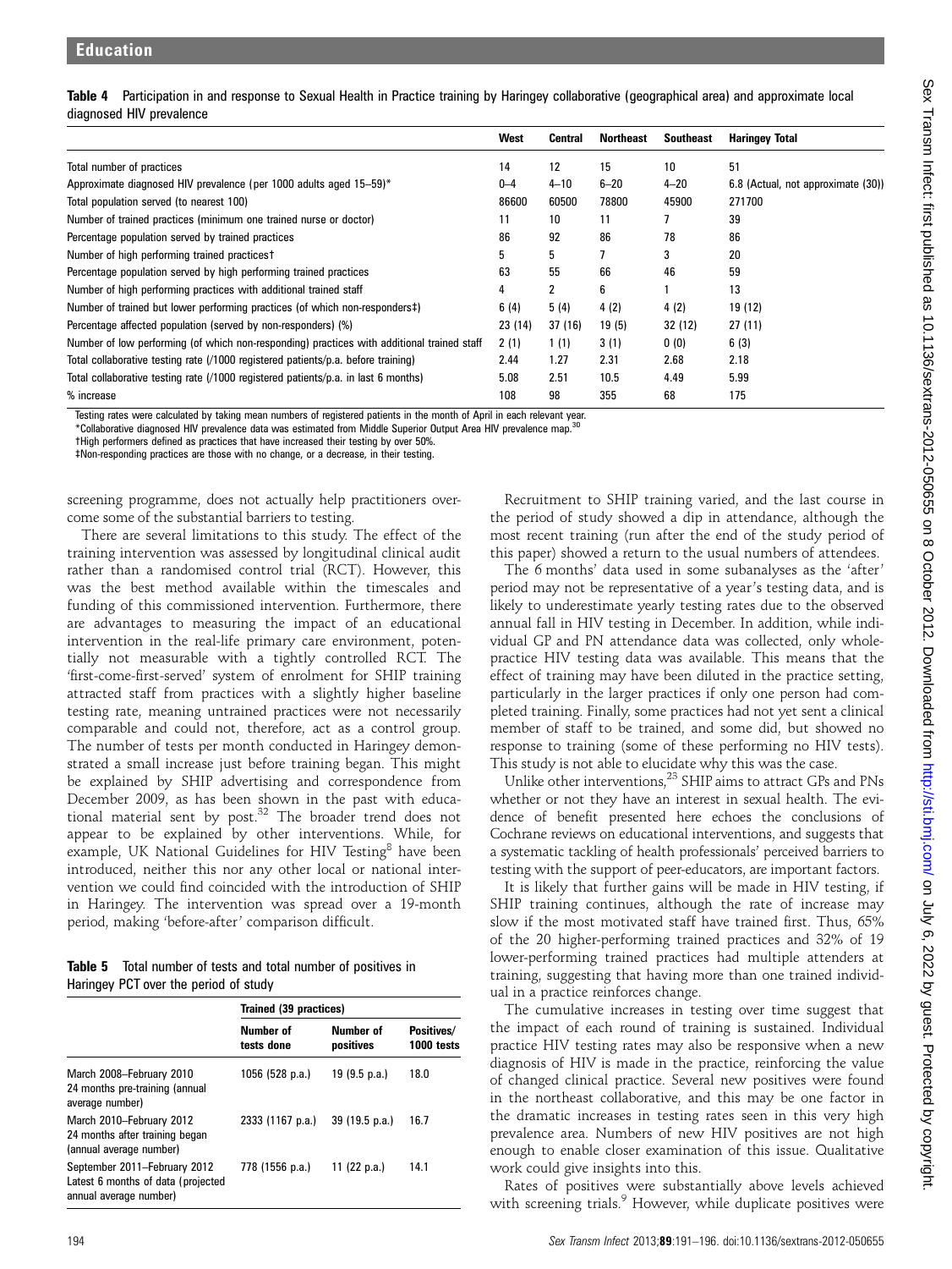**Table 4** Participation in and response to Sexual Health in Practice training by Haringey collaborative (geographical area) and approximate local diagnosed HIV prevalence

| | West | Central | Northeast | Southeast | Haringey Total |
|---|---|---|---|---|---|
| Total number of practices | 14 | 12 | 15 | 10 | 51 |
| Approximate diagnosed HIV prevalence (per 1000 adults aged 15–59)* | 0–4 | 4–10 | 6–20 | 4–20 | 6.8 (Actual, not approximate (30)) |
| Total population served (to nearest 100) | 86600 | 60500 | 78800 | 45900 | 271700 |
| Number of trained practices (minimum one trained nurse or doctor) | 11 | 10 | 11 | 7 | 39 |
| Percentage population served by trained practices | 86 | 92 | 86 | 78 | 86 |
| Number of high performing trained practices† | 5 | 5 | 7 | 3 | 20 |
| Percentage population served by high performing trained practices | 63 | 55 | 66 | 46 | 59 |
| Number of high performing practices with additional trained staff | 4 | 2 | 6 | 1 | 13 |
| Number of trained but lower performing practices (of which non-responders‡) | 6 (4) | 5 (4) | 4 (2) | 4 (2) | 19 (12) |
| Percentage affected population (served by non-responders) (%) | 23 (14) | 37 (16) | 19 (5) | 32 (12) | 27 (11) |
| Number of low performing (of which non-responding) practices with additional trained staff | 2 (1) | 1 (1) | 3 (1) | 0 (0) | 6 (3) |
| Total collaborative testing rate (/1000 registered patients/p.a. before training) | 2.44 | 1.27 | 2.31 | 2.68 | 2.18 |
| Total collaborative testing rate (/1000 registered patients/p.a. in last 6 months) | 5.08 | 2.51 | 10.5 | 4.49 | 5.99 |
| % increase | 108 | 98 | 355 | 68 | 175 |

Testing rates were calculated by taking mean numbers of registered patients in the month of April in each relevant year.
*Collaborative diagnosed HIV prevalence data was estimated from Middle Superior Output Area HIV prevalence map.[30]
†High performers defined as practices that have increased their testing by over 50%.
‡Non-responding practices are those with no change, or a decrease, in their testing.

screening programme, does not actually help practitioners overcome some of the substantial barriers to testing.

There are several limitations to this study. The effect of the training intervention was assessed by longitudinal clinical audit rather than a randomised control trial (RCT). However, this was the best method available within the timescales and funding of this commissioned intervention. Furthermore, there are advantages to measuring the impact of an educational intervention in the real-life primary care environment, potentially not measurable with a tightly controlled RCT. The 'first-come-first-served' system of enrolment for SHIP training attracted staff from practices with a slightly higher baseline testing rate, meaning untrained practices were not necessarily comparable and could not, therefore, act as a control group. The number of tests per month conducted in Haringey demonstrated a small increase just before training began. This might be explained by SHIP advertising and correspondence from December 2009, as has been shown in the past with educational material sent by post.[32] The broader trend does not appear to be explained by other interventions. While, for example, UK National Guidelines for HIV Testing[8] have been introduced, neither this nor any other local or national intervention we could find coincided with the introduction of SHIP in Haringey. The intervention was spread over a 19-month period, making 'before-after' comparison difficult.

**Table 5** Total number of tests and total number of positives in Haringey PCT over the period of study

| | Trained (39 practices) | | |
|---|---|---|---|
| | Number of tests done | Number of positives | Positives/ 1000 tests |
| March 2008–February 2010 24 months pre-training (annual average number) | 1056 (528 p.a.) | 19 (9.5 p.a.) | 18.0 |
| March 2010–February 2012 24 months after training began (annual average number) | 2333 (1167 p.a.) | 39 (19.5 p.a.) | 16.7 |
| September 2011–February 2012 Latest 6 months of data (projected annual average number) | 778 (1556 p.a.) | 11 (22 p.a.) | 14.1 |

Recruitment to SHIP training varied, and the last course in the period of study showed a dip in attendance, although the most recent training (run after the end of the study period of this paper) showed a return to the usual numbers of attendees.

The 6 months' data used in some subanalyses as the 'after' period may not be representative of a year's testing data, and is likely to underestimate yearly testing rates due to the observed annual fall in HIV testing in December. In addition, while individual GP and PN attendance data was collected, only whole-practice HIV testing data was available. This means that the effect of training may have been diluted in the practice setting, particularly in the larger practices if only one person had completed training. Finally, some practices had not yet sent a clinical member of staff to be trained, and some did, but showed no response to training (some of these performing no HIV tests). This study is not able to elucidate why this was the case.

Unlike other interventions,[23] SHIP aims to attract GPs and PNs whether or not they have an interest in sexual health. The evidence of benefit presented here echoes the conclusions of Cochrane reviews on educational interventions, and suggests that a systematic tackling of health professionals' perceived barriers to testing with the support of peer-educators, are important factors.

It is likely that further gains will be made in HIV testing, if SHIP training continues, although the rate of increase may slow if the most motivated staff have trained first. Thus, 65% of the 20 higher-performing trained practices and 32% of 19 lower-performing trained practices had multiple attenders at training, suggesting that having more than one trained individual in a practice reinforces change.

The cumulative increases in testing over time suggest that the impact of each round of training is sustained. Individual practice HIV testing rates may also be responsive when a new diagnosis of HIV is made in the practice, reinforcing the value of changed clinical practice. Several new positives were found in the northeast collaborative, and this may be one factor in the dramatic increases in testing rates seen in this very high prevalence area. Numbers of new HIV positives are not high enough to enable closer examination of this issue. Qualitative work could give insights into this.

Rates of positives were substantially above levels achieved with screening trials.[9] However, while duplicate positives were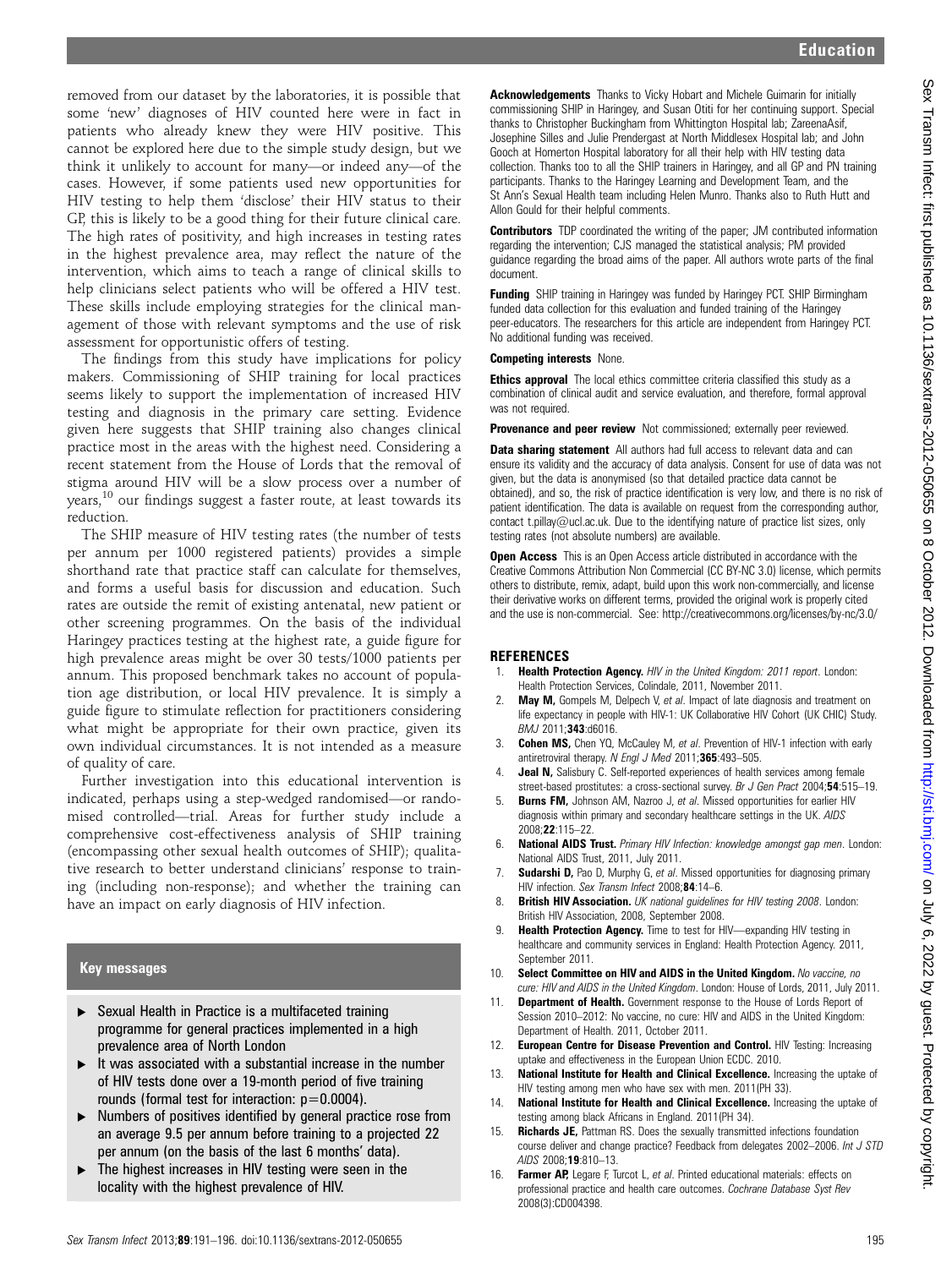removed from our dataset by the laboratories, it is possible that some 'new' diagnoses of HIV counted here were in fact in patients who already knew they were HIV positive. This cannot be explored here due to the simple study design, but we think it unlikely to account for many—or indeed any—of the cases. However, if some patients used new opportunities for HIV testing to help them 'disclose' their HIV status to their GP, this is likely to be a good thing for their future clinical care. The high rates of positivity, and high increases in testing rates in the highest prevalence area, may reflect the nature of the intervention, which aims to teach a range of clinical skills to help clinicians select patients who will be offered a HIV test. These skills include employing strategies for the clinical management of those with relevant symptoms and the use of risk assessment for opportunistic offers of testing.

The findings from this study have implications for policy makers. Commissioning of SHIP training for local practices seems likely to support the implementation of increased HIV testing and diagnosis in the primary care setting. Evidence given here suggests that SHIP training also changes clinical practice most in the areas with the highest need. Considering a recent statement from the House of Lords that the removal of stigma around HIV will be a slow process over a number of years,[10] our findings suggest a faster route, at least towards its reduction.

The SHIP measure of HIV testing rates (the number of tests per annum per 1000 registered patients) provides a simple shorthand rate that practice staff can calculate for themselves, and forms a useful basis for discussion and education. Such rates are outside the remit of existing antenatal, new patient or other screening programmes. On the basis of the individual Haringey practices testing at the highest rate, a guide figure for high prevalence areas might be over 30 tests/1000 patients per annum. This proposed benchmark takes no account of population age distribution, or local HIV prevalence. It is simply a guide figure to stimulate reflection for practitioners considering what might be appropriate for their own practice, given its own individual circumstances. It is not intended as a measure of quality of care.

Further investigation into this educational intervention is indicated, perhaps using a step-wedged randomised—or randomised controlled—trial. Areas for further study include a comprehensive cost-effectiveness analysis of SHIP training (encompassing other sexual health outcomes of SHIP); qualitative research to better understand clinicians' response to training (including non-response); and whether the training can have an impact on early diagnosis of HIV infection.

### Key messages

- Sexual Health in Practice is a multifaceted training programme for general practices implemented in a high prevalence area of North London
- It was associated with a substantial increase in the number of HIV tests done over a 19-month period of five training rounds (formal test for interaction: $p=0.0004$).
- Numbers of positives identified by general practice rose from an average 9.5 per annum before training to a projected 22 per annum (on the basis of the last 6 months' data).
- The highest increases in HIV testing were seen in the locality with the highest prevalence of HIV.

**Acknowledgements** Thanks to Vicky Hobart and Michele Guimarin for initially commissioning SHIP in Haringey, and Susan Otiti for her continuing support. Special thanks to Christopher Buckingham from Whittington Hospital lab; ZareenaAsif, Josephine Silles and Julie Prendergast at North Middlesex Hospital lab; and John Gooch at Homerton Hospital laboratory for all their help with HIV testing data collection. Thanks too to all the SHIP trainers in Haringey, and all GP and PN training participants. Thanks to the Haringey Learning and Development Team, and the St Ann's Sexual Health team including Helen Munro. Thanks also to Ruth Hutt and Allon Gould for their helpful comments.

**Contributors** TDP coordinated the writing of the paper; JM contributed information regarding the intervention; CJS managed the statistical analysis; PM provided guidance regarding the broad aims of the paper. All authors wrote parts of the final document.

**Funding** SHIP training in Haringey was funded by Haringey PCT. SHIP Birmingham funded data collection for this evaluation and funded training of the Haringey peer-educators. The researchers for this article are independent from Haringey PCT. No additional funding was received.

**Competing interests** None.

**Ethics approval** The local ethics committee criteria classified this study as a combination of clinical audit and service evaluation, and therefore, formal approval was not required.

**Provenance and peer review** Not commissioned; externally peer reviewed.

**Data sharing statement** All authors had full access to relevant data and can ensure its validity and the accuracy of data analysis. Consent for use of data was not given, but the data is anonymised (so that detailed practice data cannot be obtained), and so, the risk of practice identification is very low, and there is no risk of patient identification. The data is available on request from the corresponding author, contact t.pillay@ucl.ac.uk. Due to the identifying nature of practice list sizes, only testing rates (not absolute numbers) are available.

**Open Access** This is an Open Access article distributed in accordance with the Creative Commons Attribution Non Commercial (CC BY-NC 3.0) license, which permits others to distribute, remix, adapt, build upon this work non-commercially, and license their derivative works on different terms, provided the original work is properly cited and the use is non-commercial. See: http://creativecommons.org/licenses/by-nc/3.0/

## REFERENCES

1. **Health Protection Agency.** *HIV in the United Kingdom: 2011 report*. London: Health Protection Services, Colindale, 2011, November 2011.
2. **May M,** Gompels M, Delpech V, *et al*. Impact of late diagnosis and treatment on life expectancy in people with HIV-1: UK Collaborative HIV Cohort (UK CHIC) Study. *BMJ* 2011;**343**:d6016.
3. **Cohen MS,** Chen YQ, McCauley M, *et al*. Prevention of HIV-1 infection with early antiretroviral therapy. *N Engl J Med* 2011;**365**:493–505.
4. **Jeal N,** Salisbury C. Self-reported experiences of health services among female street-based prostitutes: a cross-sectional survey. *Br J Gen Pract* 2004;**54**:515–19.
5. **Burns FM,** Johnson AM, Nazroo J, *et al*. Missed opportunities for earlier HIV diagnosis within primary and secondary healthcare settings in the UK. *AIDS* 2008;**22**:115–22.
6. **National AIDS Trust.** *Primary HIV Infection: knowledge amongst gap men*. London: National AIDS Trust, 2011, July 2011.
7. **Sudarshi D,** Pao D, Murphy G, *et al*. Missed opportunities for diagnosing primary HIV infection. *Sex Transm Infect* 2008;**84**:14–6.
8. **British HIV Association.** *UK national guidelines for HIV testing 2008*. London: British HIV Association, 2008, September 2008.
9. **Health Protection Agency.** Time to test for HIV—expanding HIV testing in healthcare and community services in England: Health Protection Agency. 2011, September 2011.
10. **Select Committee on HIV and AIDS in the United Kingdom.** *No vaccine, no cure: HIV and AIDS in the United Kingdom*. London: House of Lords, 2011, July 2011.
11. **Department of Health.** Government response to the House of Lords Report of Session 2010–2012: No vaccine, no cure: HIV and AIDS in the United Kingdom: Department of Health. 2011, October 2011.
12. **European Centre for Disease Prevention and Control.** HIV Testing: Increasing uptake and effectiveness in the European Union ECDC. 2010.
13. **National Institute for Health and Clinical Excellence.** Increasing the uptake of HIV testing among men who have sex with men. 2011(PH 33).
14. **National Institute for Health and Clinical Excellence.** Increasing the uptake of testing among black Africans in England. 2011(PH 34).
15. **Richards JE,** Pattman RS. Does the sexually transmitted infections foundation course deliver and change practice? Feedback from delegates 2002–2006. *Int J STD AIDS* 2008;**19**:810–13.
16. **Farmer AP,** Legare F, Turcot L, *et al*. Printed educational materials: effects on professional practice and health care outcomes. *Cochrane Database Syst Rev* 2008(3):CD004398.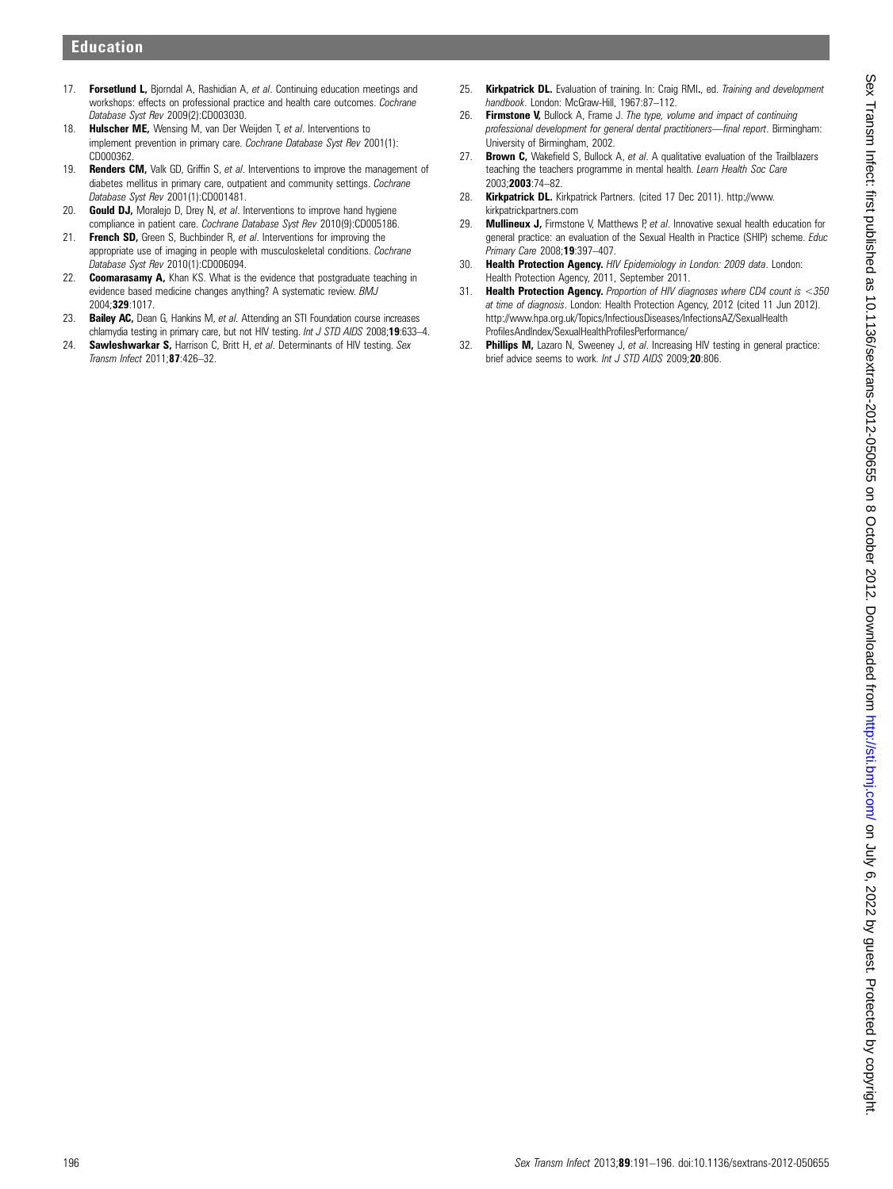17. **Forsetlund L,** Bjorndal A, Rashidian A, *et al*. Continuing education meetings and workshops: effects on professional practice and health care outcomes. *Cochrane Database Syst Rev* 2009(2):CD003030.
18. **Hulscher ME,** Wensing M, van Der Weijden T, *et al*. Interventions to implement prevention in primary care. *Cochrane Database Syst Rev* 2001(1): CD000362.
19. **Renders CM,** Valk GD, Griffin S, *et al*. Interventions to improve the management of diabetes mellitus in primary care, outpatient and community settings. *Cochrane Database Syst Rev* 2001(1):CD001481.
20. **Gould DJ,** Moralejo D, Drey N, *et al*. Interventions to improve hand hygiene compliance in patient care. *Cochrane Database Syst Rev* 2010(9):CD005186.
21. **French SD,** Green S, Buchbinder R, *et al*. Interventions for improving the appropriate use of imaging in people with musculoskeletal conditions. *Cochrane Database Syst Rev* 2010(1):CD006094.
22. **Coomarasamy A,** Khan KS. What is the evidence that postgraduate teaching in evidence based medicine changes anything? A systematic review. *BMJ* 2004;**329**:1017.
23. **Bailey AC,** Dean G, Hankins M, *et al*. Attending an STI Foundation course increases chlamydia testing in primary care, but not HIV testing. *Int J STD AIDS* 2008;**19**:633–4.
24. **Sawleshwarkar S,** Harrison C, Britt H, *et al*. Determinants of HIV testing. *Sex Transm Infect* 2011;**87**:426–32.
25. **Kirkpatrick DL.** Evaluation of training. In: Craig RML, ed. *Training and development handbook*. London: McGraw-Hill, 1967:87–112.
26. **Firmstone V,** Bullock A, Frame J. *The type, volume and impact of continuing professional development for general dental practitioners—final report*. Birmingham: University of Birmingham, 2002.
27. **Brown C,** Wakefield S, Bullock A, *et al*. A qualitative evaluation of the Trailblazers teaching the teachers programme in mental health. *Learn Health Soc Care* 2003;**2003**:74–82.
28. **Kirkpatrick DL.** Kirkpatrick Partners. (cited 17 Dec 2011). http://www.kirkpatrickpartners.com
29. **Mullineux J,** Firmstone V, Matthews P, *et al*. Innovative sexual health education for general practice: an evaluation of the Sexual Health in Practice (SHIP) scheme. *Educ Primary Care* 2008;**19**:397–407.
30. **Health Protection Agency.** *HIV Epidemiology in London: 2009 data*. London: Health Protection Agency, 2011, September 2011.
31. **Health Protection Agency.** *Proportion of HIV diagnoses where CD4 count is <350 at time of diagnosis*. London: Health Protection Agency, 2012 (cited 11 Jun 2012). http://www.hpa.org.uk/Topics/InfectiousDiseases/InfectionsAZ/SexualHealthProfilesAndIndex/SexualHealthProfilesPerformance/
32. **Phillips M,** Lazaro N, Sweeney J, *et al*. Increasing HIV testing in general practice: brief advice seems to work. *Int J STD AIDS* 2009;**20**:806.